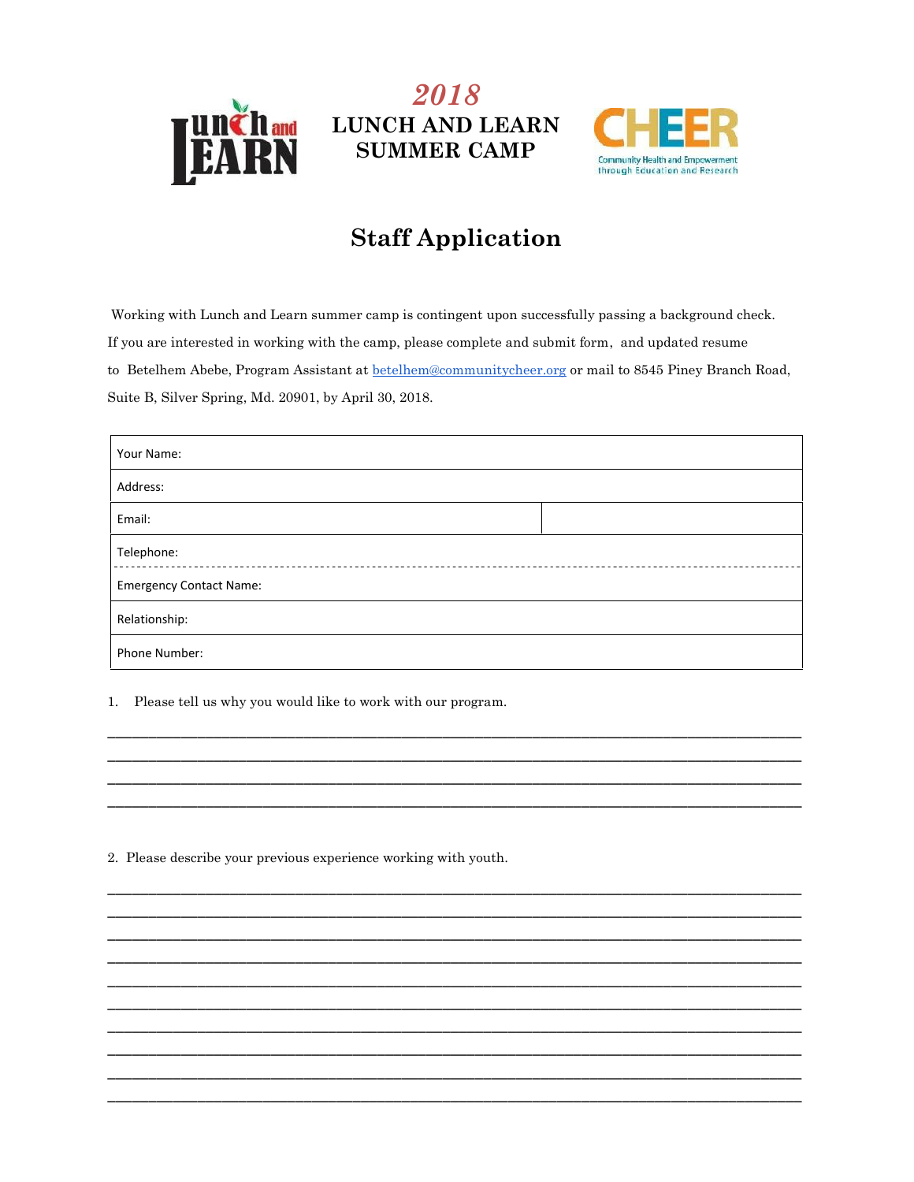Lunch and LEARN

# 2018
# LUNCH AND LEARN SUMMER CAMP

CHEER
Community Health and Empowerment through Education and Research

## Staff Application

Working with Lunch and Learn summer camp is contingent upon successfully passing a background check. If you are interested in working with the camp, please complete and submit form, and updated resume to Betelhem Abebe, Program Assistant at betelhem@communitycheer.org or mail to 8545 Piney Branch Road, Suite B, Silver Spring, Md. 20901, by April 30, 2018.

| Your Name: | |
|---|---|
| Address: | |
| Email: | |
| Telephone: | |
| Emergency Contact Name: | |
| Relationship: | |
| Phone Number: | |

1. Please tell us why you would like to work with our program.

______________________________________________________________________________

______________________________________________________________________________

______________________________________________________________________________

______________________________________________________________________________

2. Please describe your previous experience working with youth.

______________________________________________________________________________

______________________________________________________________________________

______________________________________________________________________________

______________________________________________________________________________

______________________________________________________________________________

______________________________________________________________________________

______________________________________________________________________________

______________________________________________________________________________

______________________________________________________________________________

______________________________________________________________________________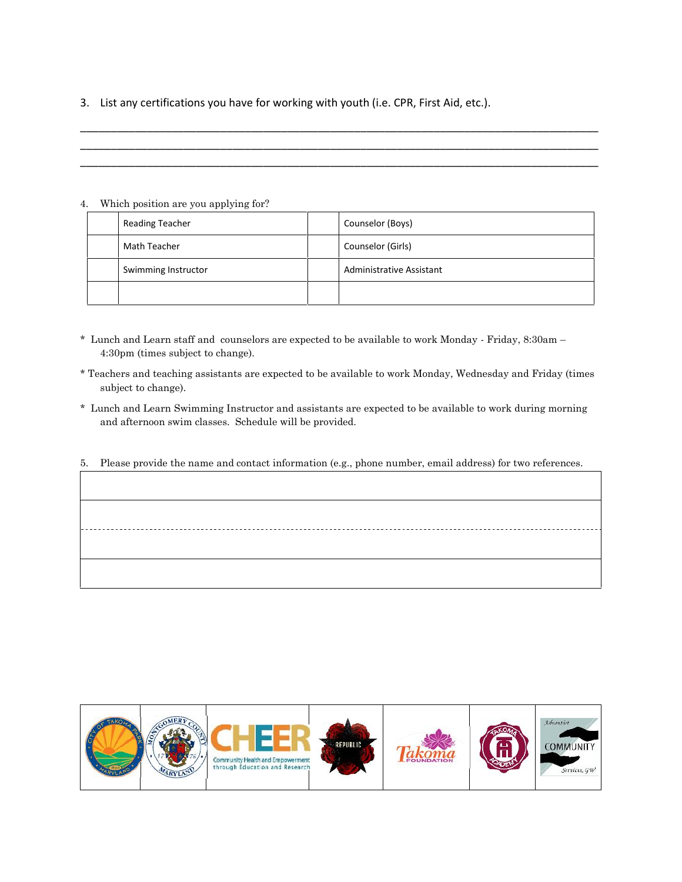3. List any certifications you have for working with youth (i.e. CPR, First Aid, etc.).

_______________________________________________________________________________
_______________________________________________________________________________
_______________________________________________________________________________

4. Which position are you applying for?

| | | | |
|---|---|---|---|
| | Reading Teacher | | Counselor (Boys) |
| | Math Teacher | | Counselor (Girls) |
| | Swimming Instructor | | Administrative Assistant |
| | | | |

\* Lunch and Learn staff and counselors are expected to be available to work Monday - Friday, 8:30am – 4:30pm (times subject to change).

\* Teachers and teaching assistants are expected to be available to work Monday, Wednesday and Friday (times subject to change).

\* Lunch and Learn Swimming Instructor and assistants are expected to be available to work during morning and afternoon swim classes. Schedule will be provided.

5. Please provide the name and contact information (e.g., phone number, email address) for two references.

| |
|---|
| |
| |
| |
| |